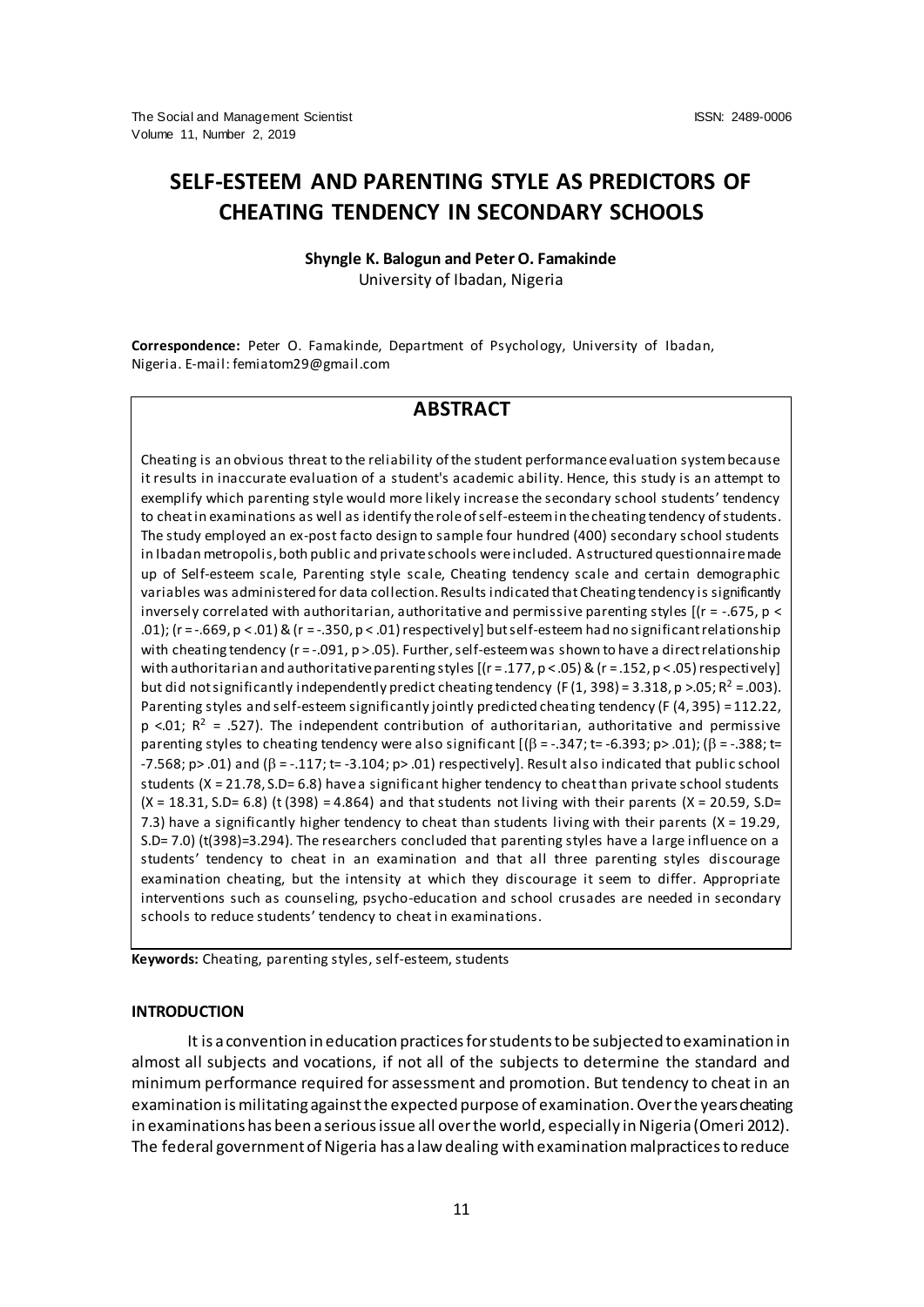# SELF-ESTEEM AND PARENTING STYLE AS PREDICTORS OF CHEATING TENDENCY IN SECONDARY SCHOOLS

**Shyngle K. Balogun and Peter O. Famakinde**
University of Ibadan, Nigeria

**Correspondence:** Peter O. Famakinde, Department of Psychology, University of Ibadan, Nigeria. E-mail: femiatom29@gmail.com

## ABSTRACT

Cheating is an obvious threat to the reliability of the student performance evaluation system because it results in inaccurate evaluation of a student's academic ability. Hence, this study is an attempt to exemplify which parenting style would more likely increase the secondary school students' tendency to cheat in examinations as well as identify the role of self-esteem in the cheating tendency of students. The study employed an ex-post facto design to sample four hundred (400) secondary school students in Ibadan metropolis, both public and private schools were included. A structured questionnaire made up of Self-esteem scale, Parenting style scale, Cheating tendency scale and certain demographic variables was administered for data collection. Results indicated that Cheating tendency is significantly inversely correlated with authoritarian, authoritative and permissive parenting styles [($r = -.675$, $p < .01$); ($r = -.669$, $p < .01$) & ($r = -.350$, $p < .01$) respectively] but self-esteem had no significant relationship with cheating tendency ($r = -.091$, $p > .05$). Further, self-esteem was shown to have a direct relationship with authoritarian and authoritative parenting styles [($r = .177$, $p < .05$) & ($r = .152$, $p < .05$) respectively] but did not significantly independently predict cheating tendency ($F(1, 398) = 3.318$, $p > .05$; $R^2 = .003$). Parenting styles and self-esteem significantly jointly predicted cheating tendency ($F(4, 395) = 112.22$, $p < .01$; $R^2 = .527$). The independent contribution of authoritarian, authoritative and permissive parenting styles to cheating tendency were also significant [($\beta = -.347$; $t = -6.393$; $p > .01$); ($\beta = -.388$; $t = -7.568$; $p > .01$) and ($\beta = -.117$; $t = -3.104$; $p > .01$) respectively]. Result also indicated that public school students ($X = 21.78$, $S.D = 6.8$) have a significant higher tendency to cheat than private school students ($X = 18.31$, $S.D = 6.8$) ($t(398) = 4.864$) and that students not living with their parents ($X = 20.59$, $S.D = 7.3$) have a significantly higher tendency to cheat than students living with their parents ($X = 19.29$, $S.D = 7.0$) ($t(398) = 3.294$). The researchers concluded that parenting styles have a large influence on a students' tendency to cheat in an examination and that all three parenting styles discourage examination cheating, but the intensity at which they discourage it seem to differ. Appropriate interventions such as counseling, psycho-education and school crusades are needed in secondary schools to reduce students' tendency to cheat in examinations.

**Keywords:** Cheating, parenting styles, self-esteem, students

## INTRODUCTION

It is a convention in education practices for students to be subjected to examination in almost all subjects and vocations, if not all of the subjects to determine the standard and minimum performance required for assessment and promotion. But tendency to cheat in an examination is militating against the expected purpose of examination. Over the years cheating in examinations has been a serious issue all over the world, especially in Nigeria (Omeri 2012). The federal government of Nigeria has a law dealing with examination malpractices to reduce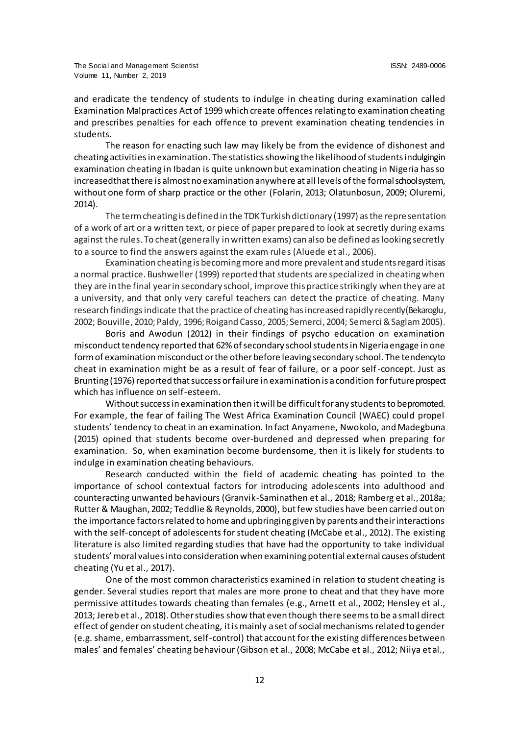and eradicate the tendency of students to indulge in cheating during examination called Examination Malpractices Act of 1999 which create offences relating to examination cheating and prescribes penalties for each offence to prevent examination cheating tendencies in students.

The reason for enacting such law may likely be from the evidence of dishonest and cheating activities in examination. The statistics showing the likelihood of students indulging in examination cheating in Ibadan is quite unknown but examination cheating in Nigeria has so increased that there is almost no examination anywhere at all levels of the formal school system, without one form of sharp practice or the other (Folarin, 2013; Olatunbosun, 2009; Oluremi, 2014).

The term cheating is defined in the TDK Turkish dictionary (1997) as the representation of a work of art or a written text, or piece of paper prepared to look at secretly during exams against the rules. To cheat (generally in written exams) can also be defined as looking secretly to a source to find the answers against the exam rules (Aluede et al., 2006).

Examination cheating is becoming more and more prevalent and students regard it is as a normal practice. Bushweller (1999) reported that students are specialized in cheating when they are in the final year in secondary school, improve this practice strikingly when they are at a university, and that only very careful teachers can detect the practice of cheating. Many research findings indicate that the practice of cheating has increased rapidly recently (Bekaroglu, 2002; Bouville, 2010; Paldy, 1996; Roigand Casso, 2005; Semerci, 2004; Semerci & Saglam 2005).

Boris and Awodun (2012) in their findings of psycho education on examination misconduct tendency reported that 62% of secondary school students in Nigeria engage in one form of examination misconduct or the other before leaving secondary school. The tendency to cheat in examination might be as a result of fear of failure, or a poor self-concept. Just as Brunting (1976) reported that success or failure in examination is a condition for future prospect which has influence on self-esteem.

Without success in examination then it will be difficult for any students to be promoted. For example, the fear of failing The West Africa Examination Council (WAEC) could propel students' tendency to cheat in an examination. In fact Anyamene, Nwokolo, and Madegbuna (2015) opined that students become over-burdened and depressed when preparing for examination. So, when examination become burdensome, then it is likely for students to indulge in examination cheating behaviours.

Research conducted within the field of academic cheating has pointed to the importance of school contextual factors for introducing adolescents into adulthood and counteracting unwanted behaviours (Granvik-Saminathen et al., 2018; Ramberg et al., 2018a; Rutter & Maughan, 2002; Teddlie & Reynolds, 2000), but few studies have been carried out on the importance factors related to home and upbringing given by parents and their interactions with the self-concept of adolescents for student cheating (McCabe et al., 2012). The existing literature is also limited regarding studies that have had the opportunity to take individual students' moral values into consideration when examining potential external causes of student cheating (Yu et al., 2017).

One of the most common characteristics examined in relation to student cheating is gender. Several studies report that males are more prone to cheat and that they have more permissive attitudes towards cheating than females (e.g., Arnett et al., 2002; Hensley et al., 2013; Jereb et al., 2018). Other studies show that even though there seems to be a small direct effect of gender on student cheating, it is mainly a set of social mechanisms related to gender (e.g. shame, embarrassment, self-control) that account for the existing differences between males' and females' cheating behaviour (Gibson et al., 2008; McCabe et al., 2012; Niiya et al.,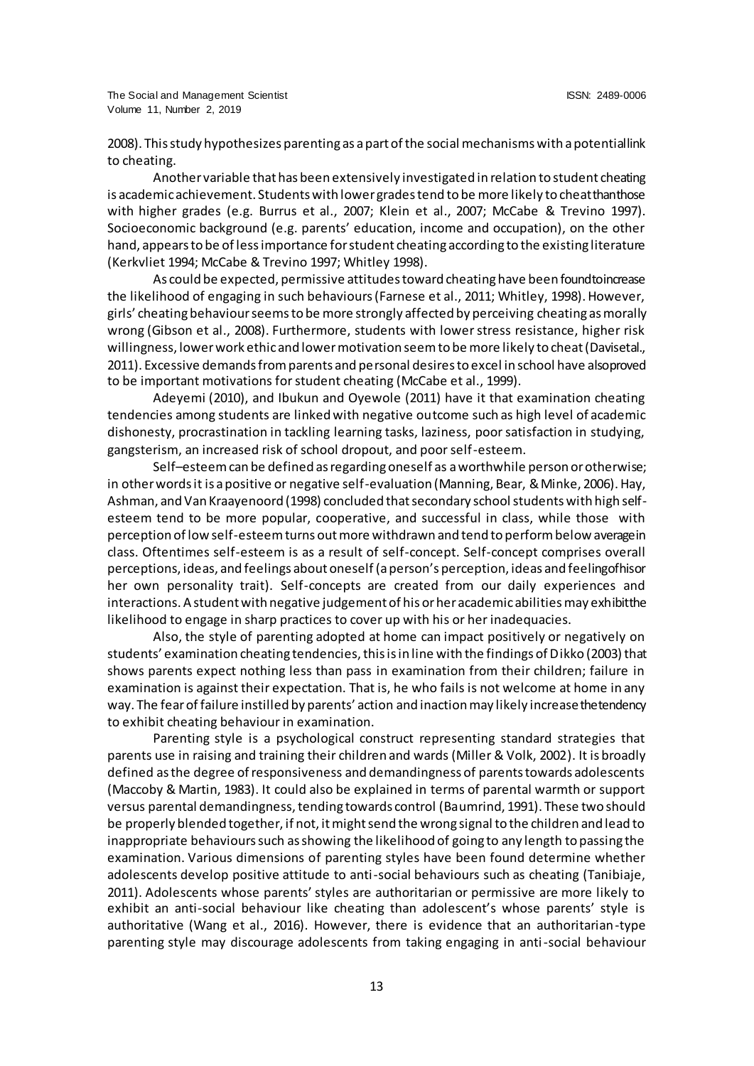2008). This study hypothesizes parenting as a part of the social mechanisms with a potential link to cheating.

Another variable that has been extensively investigated in relation to student cheating is academic achievement. Students with lower grades tend to be more likely to cheat than those with higher grades (e.g. Burrus et al., 2007; Klein et al., 2007; McCabe & Trevino 1997). Socioeconomic background (e.g. parents' education, income and occupation), on the other hand, appears to be of less importance for student cheating according to the existing literature (Kerkvliet 1994; McCabe & Trevino 1997; Whitley 1998).

As could be expected, permissive attitudes toward cheating have been found to increase the likelihood of engaging in such behaviours (Farnese et al., 2011; Whitley, 1998). However, girls' cheating behaviour seems to be more strongly affected by perceiving cheating as morally wrong (Gibson et al., 2008). Furthermore, students with lower stress resistance, higher risk willingness, lower work ethic and lower motivation seem to be more likely to cheat (Davis et al., 2011). Excessive demands from parents and personal desires to excel in school have also proved to be important motivations for student cheating (McCabe et al., 1999).

Adeyemi (2010), and Ibukun and Oyewole (2011) have it that examination cheating tendencies among students are linked with negative outcome such as high level of academic dishonesty, procrastination in tackling learning tasks, laziness, poor satisfaction in studying, gangsterism, an increased risk of school dropout, and poor self-esteem.

Self–esteem can be defined as regarding oneself as a worthwhile person or otherwise; in other words it is a positive or negative self-evaluation (Manning, Bear, & Minke, 2006). Hay, Ashman, and Van Kraayenoord (1998) concluded that secondary school students with high self-esteem tend to be more popular, cooperative, and successful in class, while those with perception of low self-esteem turns out more withdrawn and tend to perform below average in class. Oftentimes self-esteem is as a result of self-concept. Self-concept comprises overall perceptions, ideas, and feelings about oneself (a person's perception, ideas and feeling of his or her own personality trait). Self-concepts are created from our daily experiences and interactions. A student with negative judgement of his or her academic abilities may exhibit the likelihood to engage in sharp practices to cover up with his or her inadequacies.

Also, the style of parenting adopted at home can impact positively or negatively on students' examination cheating tendencies, this is in line with the findings of Dikko (2003) that shows parents expect nothing less than pass in examination from their children; failure in examination is against their expectation. That is, he who fails is not welcome at home in any way. The fear of failure instilled by parents' action and inaction may likely increase the tendency to exhibit cheating behaviour in examination.

Parenting style is a psychological construct representing standard strategies that parents use in raising and training their children and wards (Miller & Volk, 2002). It is broadly defined as the degree of responsiveness and demandingness of parents towards adolescents (Maccoby & Martin, 1983). It could also be explained in terms of parental warmth or support versus parental demandingness, tending towards control (Baumrind, 1991). These two should be properly blended together, if not, it might send the wrong signal to the children and lead to inappropriate behaviours such as showing the likelihood of going to any length to passing the examination. Various dimensions of parenting styles have been found determine whether adolescents develop positive attitude to anti-social behaviours such as cheating (Tanibiaje, 2011). Adolescents whose parents' styles are authoritarian or permissive are more likely to exhibit an anti-social behaviour like cheating than adolescent's whose parents' style is authoritative (Wang et al., 2016). However, there is evidence that an authoritarian-type parenting style may discourage adolescents from taking engaging in anti-social behaviour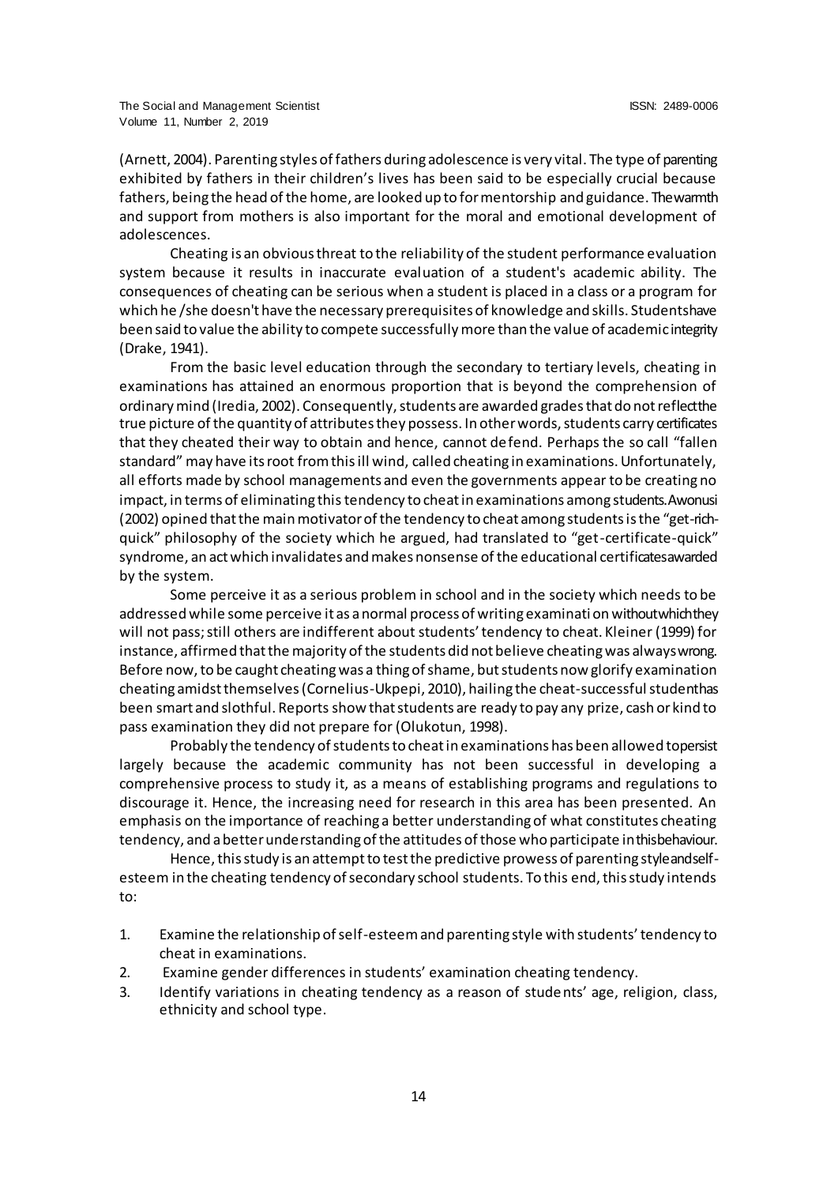(Arnett, 2004). Parenting styles of fathers during adolescence is very vital. The type of parenting exhibited by fathers in their children's lives has been said to be especially crucial because fathers, being the head of the home, are looked up to for mentorship and guidance. The warmth and support from mothers is also important for the moral and emotional development of adolescences.

Cheating is an obvious threat to the reliability of the student performance evaluation system because it results in inaccurate evaluation of a student's academic ability. The consequences of cheating can be serious when a student is placed in a class or a program for which he /she doesn't have the necessary prerequisites of knowledge and skills. Students have been said to value the ability to compete successfully more than the value of academic integrity (Drake, 1941).

From the basic level education through the secondary to tertiary levels, cheating in examinations has attained an enormous proportion that is beyond the comprehension of ordinary mind (Iredia, 2002). Consequently, students are awarded grades that do not reflect the true picture of the quantity of attributes they possess. In other words, students carry certificates that they cheated their way to obtain and hence, cannot defend. Perhaps the so call "fallen standard" may have its root from this ill wind, called cheating in examinations. Unfortunately, all efforts made by school managements and even the governments appear to be creating no impact, in terms of eliminating this tendency to cheat in examinations among students. Awonusi (2002) opined that the main motivator of the tendency to cheat among students is the "get-rich-quick" philosophy of the society which he argued, had translated to "get-certificate-quick" syndrome, an act which invalidates and makes nonsense of the educational certificates awarded by the system.

Some perceive it as a serious problem in school and in the society which needs to be addressed while some perceive it as a normal process of writing examination without which they will not pass; still others are indifferent about students' tendency to cheat. Kleiner (1999) for instance, affirmed that the majority of the students did not believe cheating was always wrong. Before now, to be caught cheating was a thing of shame, but students now glorify examination cheating amidst themselves (Cornelius-Ukpepi, 2010), hailing the cheat-successful student has been smart and slothful. Reports show that students are ready to pay any prize, cash or kind to pass examination they did not prepare for (Olukotun, 1998).

Probably the tendency of students to cheat in examinations has been allowed to persist largely because the academic community has not been successful in developing a comprehensive process to study it, as a means of establishing programs and regulations to discourage it. Hence, the increasing need for research in this area has been presented. An emphasis on the importance of reaching a better understanding of what constitutes cheating tendency, and a better understanding of the attitudes of those who participate in this behaviour.

Hence, this study is an attempt to test the predictive prowess of parenting style and self-esteem in the cheating tendency of secondary school students. To this end, this study intends to:

1. Examine the relationship of self-esteem and parenting style with students' tendency to cheat in examinations.
2. Examine gender differences in students' examination cheating tendency.
3. Identify variations in cheating tendency as a reason of students' age, religion, class, ethnicity and school type.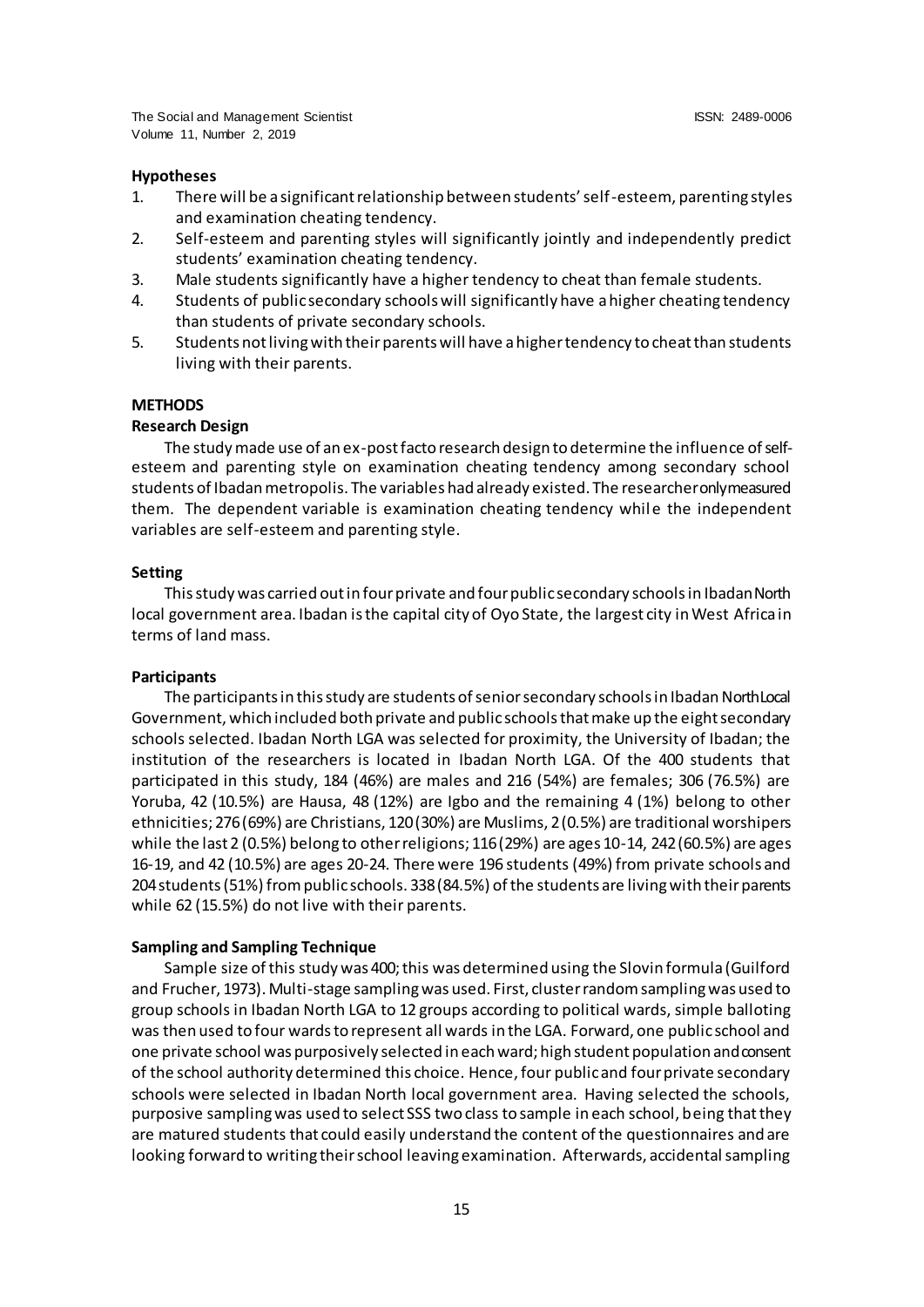### Hypotheses

1. There will be a significant relationship between students' self-esteem, parenting styles and examination cheating tendency.
2. Self-esteem and parenting styles will significantly jointly and independently predict students' examination cheating tendency.
3. Male students significantly have a higher tendency to cheat than female students.
4. Students of public secondary schools will significantly have a higher cheating tendency than students of private secondary schools.
5. Students not living with their parents will have a higher tendency to cheat than students living with their parents.

## METHODS

### Research Design

The study made use of an ex-post facto research design to determine the influence of self-esteem and parenting style on examination cheating tendency among secondary school students of Ibadan metropolis. The variables had already existed. The researcher only measured them. The dependent variable is examination cheating tendency while the independent variables are self-esteem and parenting style.

### Setting

This study was carried out in four private and four public secondary schools in Ibadan North local government area. Ibadan is the capital city of Oyo State, the largest city in West Africa in terms of land mass.

### Participants

The participants in this study are students of senior secondary schools in Ibadan North Local Government, which included both private and public schools that make up the eight secondary schools selected. Ibadan North LGA was selected for proximity, the University of Ibadan; the institution of the researchers is located in Ibadan North LGA. Of the 400 students that participated in this study, 184 (46%) are males and 216 (54%) are females; 306 (76.5%) are Yoruba, 42 (10.5%) are Hausa, 48 (12%) are Igbo and the remaining 4 (1%) belong to other ethnicities; 276 (69%) are Christians, 120 (30%) are Muslims, 2 (0.5%) are traditional worshipers while the last 2 (0.5%) belong to other religions; 116 (29%) are ages 10-14, 242 (60.5%) are ages 16-19, and 42 (10.5%) are ages 20-24. There were 196 students (49%) from private schools and 204 students (51%) from public schools. 338 (84.5%) of the students are living with their parents while 62 (15.5%) do not live with their parents.

### Sampling and Sampling Technique

Sample size of this study was 400; this was determined using the Slovin formula (Guilford and Frucher, 1973). Multi-stage sampling was used. First, cluster random sampling was used to group schools in Ibadan North LGA to 12 groups according to political wards, simple balloting was then used to four wards to represent all wards in the LGA. Forward, one public school and one private school was purposively selected in each ward; high student population and consent of the school authority determined this choice. Hence, four public and four private secondary schools were selected in Ibadan North local government area. Having selected the schools, purposive sampling was used to select SSS two class to sample in each school, being that they are matured students that could easily understand the content of the questionnaires and are looking forward to writing their school leaving examination. Afterwards, accidental sampling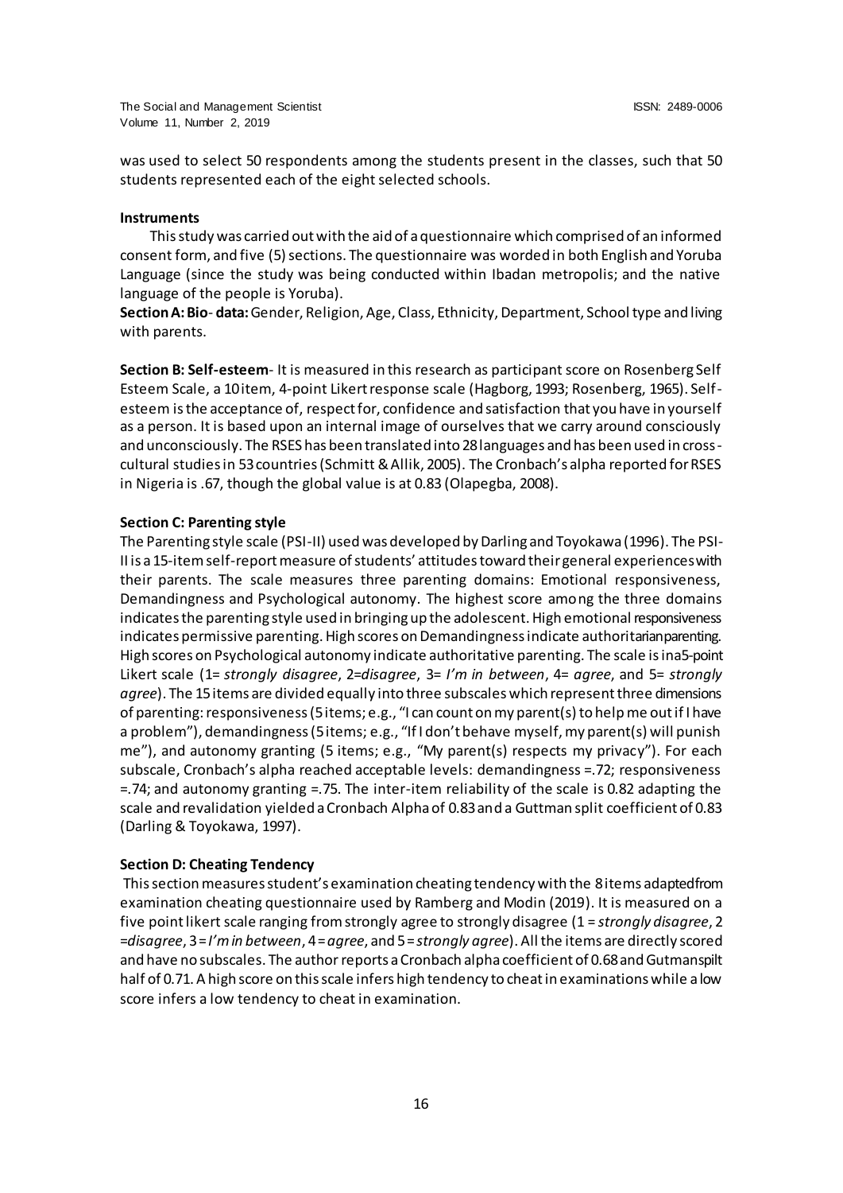was used to select 50 respondents among the students present in the classes, such that 50 students represented each of the eight selected schools.

**Instruments**

This study was carried out with the aid of a questionnaire which comprised of an informed consent form, and five (5) sections. The questionnaire was worded in both English and Yoruba Language (since the study was being conducted within Ibadan metropolis; and the native language of the people is Yoruba).

**Section A: Bio- data:** Gender, Religion, Age, Class, Ethnicity, Department, School type and living with parents.

**Section B: Self-esteem**- It is measured in this research as participant score on Rosenberg Self Esteem Scale, a 10 item, 4-point Likert response scale (Hagborg, 1993; Rosenberg, 1965). Self-esteem is the acceptance of, respect for, confidence and satisfaction that you have in yourself as a person. It is based upon an internal image of ourselves that we carry around consciously and unconsciously. The RSES has been translated into 28 languages and has been used in cross-cultural studies in 53 countries (Schmitt & Allik, 2005). The Cronbach's alpha reported for RSES in Nigeria is .67, though the global value is at 0.83 (Olapegba, 2008).

**Section C: Parenting style**

The Parenting style scale (PSI-II) used was developed by Darling and Toyokawa (1996). The PSI-II is a 15-item self-report measure of students' attitudes toward their general experiences with their parents. The scale measures three parenting domains: Emotional responsiveness, Demandingness and Psychological autonomy. The highest score among the three domains indicates the parenting style used in bringing up the adolescent. High emotional responsiveness indicates permissive parenting. High scores on Demandingness indicate authoritarian parenting. High scores on Psychological autonomy indicate authoritative parenting. The scale is in a 5-point Likert scale (1= *strongly disagree*, 2=*disagree*, 3= *I'm in between*, 4= *agree*, and 5= *strongly agree*). The 15 items are divided equally into three subscales which represent three dimensions of parenting: responsiveness (5 items; e.g., "I can count on my parent(s) to help me out if I have a problem"), demandingness (5 items; e.g., "If I don't behave myself, my parent(s) will punish me"), and autonomy granting (5 items; e.g., "My parent(s) respects my privacy"). For each subscale, Cronbach's alpha reached acceptable levels: demandingness =.72; responsiveness =.74; and autonomy granting =.75. The inter-item reliability of the scale is 0.82 adapting the scale and revalidation yielded a Cronbach Alpha of 0.83 and a Guttman split coefficient of 0.83 (Darling & Toyokawa, 1997).

**Section D: Cheating Tendency**

This section measures student's examination cheating tendency with the 8 items adapted from examination cheating questionnaire used by Ramberg and Modin (2019). It is measured on a five point likert scale ranging from strongly agree to strongly disagree (1 = *strongly disagree*, 2 =*disagree*, 3 = *I'm in between*, 4 = *agree*, and 5 = *strongly agree*). All the items are directly scored and have no subscales. The author reports a Cronbach alpha coefficient of 0.68 and Gutman spilt half of 0.71. A high score on this scale infers high tendency to cheat in examinations while a low score infers a low tendency to cheat in examination.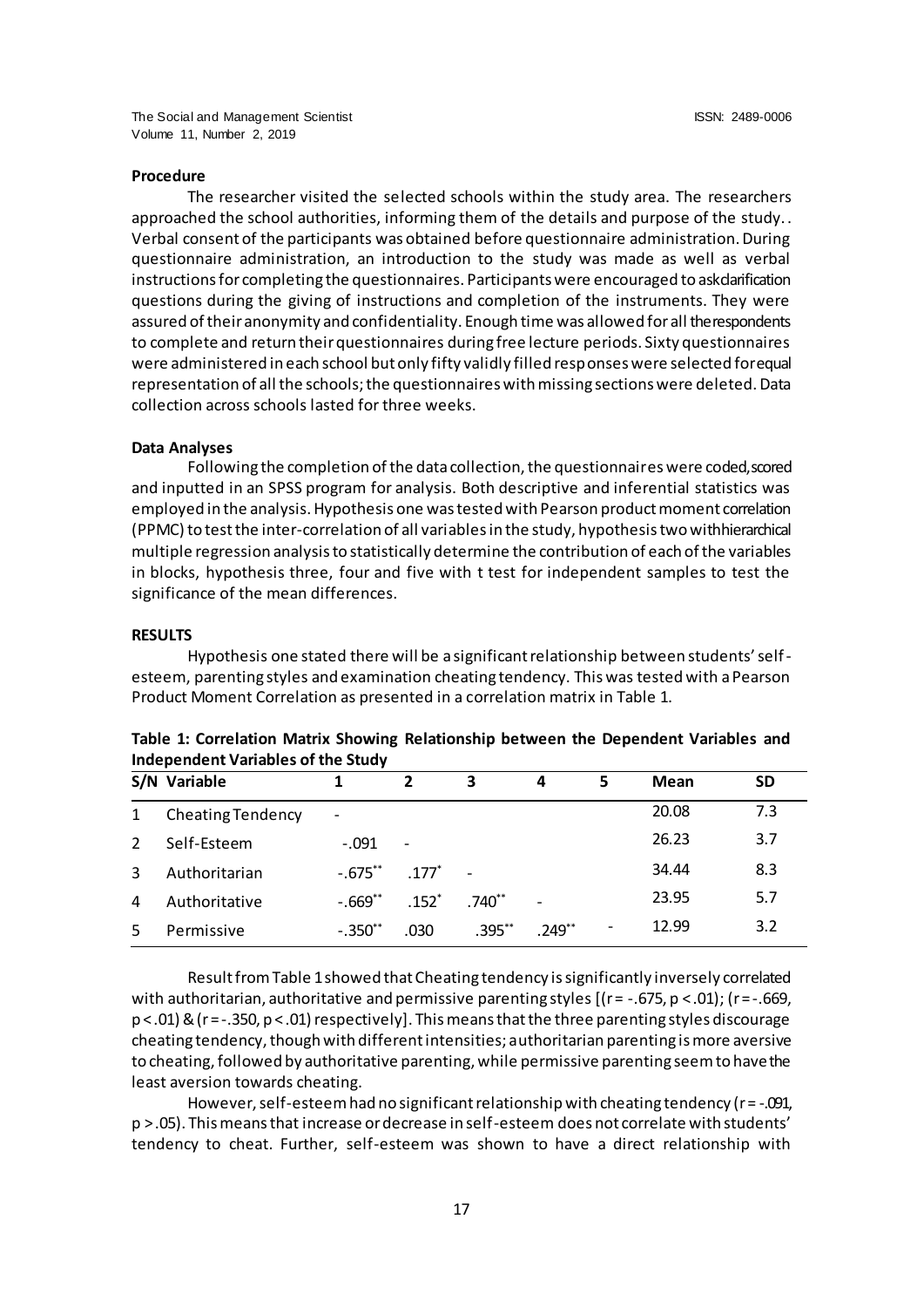**Procedure**

The researcher visited the selected schools within the study area. The researchers approached the school authorities, informing them of the details and purpose of the study.. Verbal consent of the participants was obtained before questionnaire administration. During questionnaire administration, an introduction to the study was made as well as verbal instructions for completing the questionnaires. Participants were encouraged to ask clarification questions during the giving of instructions and completion of the instruments. They were assured of their anonymity and confidentiality. Enough time was allowed for all the respondents to complete and return their questionnaires during free lecture periods. Sixty questionnaires were administered in each school but only fifty validly filled responses were selected for equal representation of all the schools; the questionnaires with missing sections were deleted. Data collection across schools lasted for three weeks.

**Data Analyses**

Following the completion of the data collection, the questionnaires were coded, scored and inputted in an SPSS program for analysis. Both descriptive and inferential statistics was employed in the analysis. Hypothesis one was tested with Pearson product moment correlation (PPMC) to test the inter-correlation of all variables in the study, hypothesis two with hierarchical multiple regression analysis to statistically determine the contribution of each of the variables in blocks, hypothesis three, four and five with t test for independent samples to test the significance of the mean differences.

**RESULTS**

Hypothesis one stated there will be a significant relationship between students' self-esteem, parenting styles and examination cheating tendency. This was tested with a Pearson Product Moment Correlation as presented in a correlation matrix in Table 1.

**Table 1: Correlation Matrix Showing Relationship between the Dependent Variables and Independent Variables of the Study**

| S/N | Variable | 1 | 2 | 3 | 4 | 5 | Mean | SD |
|---|---|---|---|---|---|---|---|---|
| 1 | Cheating Tendency | - | | | | | 20.08 | 7.3 |
| 2 | Self-Esteem | -.091 | - | | | | 26.23 | 3.7 |
| 3 | Authoritarian | -.675** | .177* | - | | | 34.44 | 8.3 |
| 4 | Authoritative | -.669** | .152* | .740** | - | | 23.95 | 5.7 |
| 5 | Permissive | -.350** | .030 | .395** | .249** | - | 12.99 | 3.2 |

Result from Table 1 showed that Cheating tendency is significantly inversely correlated with authoritarian, authoritative and permissive parenting styles [($r = -.675$, $p < .01$); ($r = -.669$, $p < .01$) & ($r = -.350$, $p < .01$) respectively]. This means that the three parenting styles discourage cheating tendency, though with different intensities; authoritarian parenting is more aversive to cheating, followed by authoritative parenting, while permissive parenting seem to have the least aversion towards cheating.

However, self-esteem had no significant relationship with cheating tendency ($r = -.091$, $p > .05$). This means that increase or decrease in self-esteem does not correlate with students' tendency to cheat. Further, self-esteem was shown to have a direct relationship with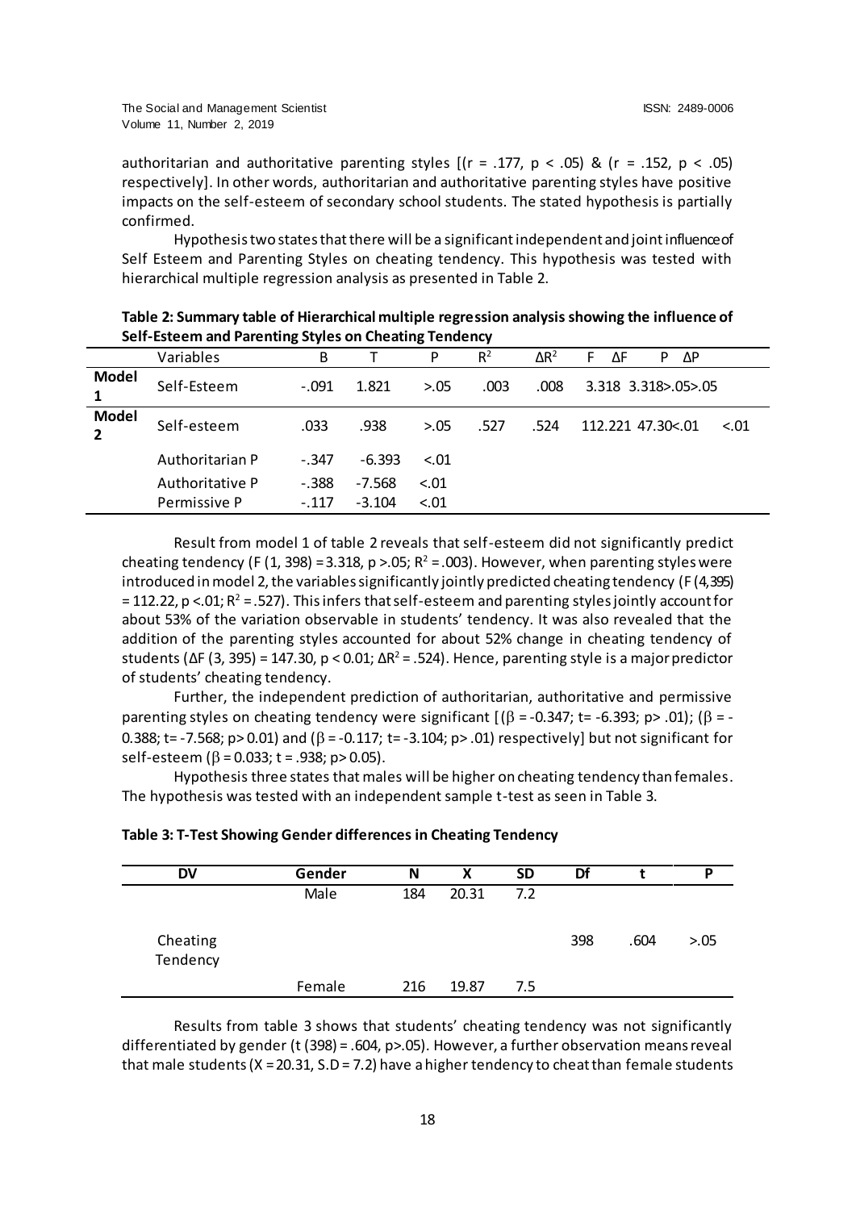authoritarian and authoritative parenting styles [(r = .177, p < .05) & (r = .152, p < .05) respectively]. In other words, authoritarian and authoritative parenting styles have positive impacts on the self-esteem of secondary school students. The stated hypothesis is partially confirmed.

Hypothesis two states that there will be a significant independent and joint influence of Self Esteem and Parenting Styles on cheating tendency. This hypothesis was tested with hierarchical multiple regression analysis as presented in Table 2.

**Table 2: Summary table of Hierarchical multiple regression analysis showing the influence of Self-Esteem and Parenting Styles on Cheating Tendency**

| | Variables | B | T | P | $R^2$ | $\Delta R^2$ | F | $\Delta F$ | P | $\Delta P$ |
|---|---|---|---|---|---|---|---|---|---|---|
| **Model 1** | Self-Esteem | -.091 | 1.821 | >.05 | .003 | .008 | 3.318 | 3.318 | >.05 | >.05 |
| **Model 2** | Self-esteem | .033 | .938 | >.05 | .527 | .524 | 112.221 | 47.30 | <.01 | <.01 |
| | Authoritarian P | -.347 | -6.393 | <.01 | | | | | | |
| | Authoritative P | -.388 | -7.568 | <.01 | | | | | | |
| | Permissive P | -.117 | -3.104 | <.01 | | | | | | |

Result from model 1 of table 2 reveals that self-esteem did not significantly predict cheating tendency ($F(1, 398) = 3.318$, $p > .05$; $R^2 = .003$). However, when parenting styles were introduced in model 2, the variables significantly jointly predicted cheating tendency ($F(4,395) = 112.22$, $p < .01$; $R^2 = .527$). This infers that self-esteem and parenting styles jointly account for about 53% of the variation observable in students' tendency. It was also revealed that the addition of the parenting styles accounted for about 52% change in cheating tendency of students ($\Delta F(3, 395) = 147.30$, $p < 0.01$; $\Delta R^2 = .524$). Hence, parenting style is a major predictor of students' cheating tendency.

Further, the independent prediction of authoritarian, authoritative and permissive parenting styles on cheating tendency were significant [($\beta = -0.347$; t= -6.393; p> .01); ($\beta = -0.388$; t= -7.568; p> 0.01) and ($\beta = -0.117$; t= -3.104; p> .01) respectively] but not significant for self-esteem ($\beta = 0.033$; t = .938; p> 0.05).

Hypothesis three states that males will be higher on cheating tendency than females. The hypothesis was tested with an independent sample t-test as seen in Table 3.

**Table 3: T-Test Showing Gender differences in Cheating Tendency**

| DV | Gender | N | X | SD | Df | t | P |
|---|---|---|---|---|---|---|---|
| | Male | 184 | 20.31 | 7.2 | | | |
| Cheating Tendency | | | | | 398 | .604 | >.05 |
| | Female | 216 | 19.87 | 7.5 | | | |

Results from table 3 shows that students' cheating tendency was not significantly differentiated by gender ($t(398) = .604$, $p > .05$). However, a further observation means reveal that male students (X = 20.31, S.D = 7.2) have a higher tendency to cheat than female students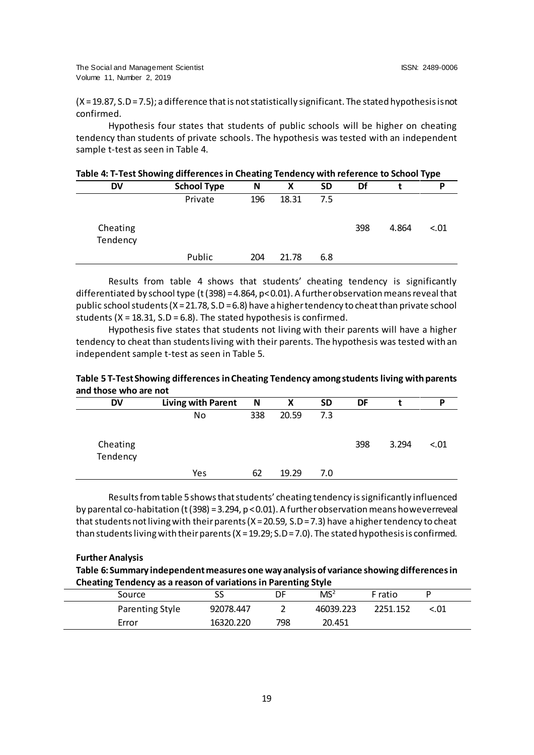(X = 19.87, S.D = 7.5); a difference that is not statistically significant. The stated hypothesis is not confirmed.

Hypothesis four states that students of public schools will be higher on cheating tendency than students of private schools. The hypothesis was tested with an independent sample t-test as seen in Table 4.

**Table 4: T-Test Showing differences in Cheating Tendency with reference to School Type**

| DV | School Type | N | X | SD | Df | t | P |
|---|---|---|---|---|---|---|---|
| | Private | 196 | 18.31 | 7.5 | | | |
| Cheating Tendency | | | | | 398 | 4.864 | <.01 |
| | Public | 204 | 21.78 | 6.8 | | | |

Results from table 4 shows that students' cheating tendency is significantly differentiated by school type (t (398) = 4.864, p< 0.01). A further observation means reveal that public school students (X = 21.78, S.D = 6.8) have a higher tendency to cheat than private school students (X = 18.31, S.D = 6.8). The stated hypothesis is confirmed.

Hypothesis five states that students not living with their parents will have a higher tendency to cheat than students living with their parents. The hypothesis was tested with an independent sample t-test as seen in Table 5.

**Table 5 T-Test Showing differences in Cheating Tendency among students living with parents and those who are not**

| DV | Living with Parent | N | X | SD | DF | t | P |
|---|---|---|---|---|---|---|---|
| | No | 338 | 20.59 | 7.3 | | | |
| Cheating Tendency | | | | | 398 | 3.294 | <.01 |
| | Yes | 62 | 19.29 | 7.0 | | | |

Results from table 5 shows that students' cheating tendency is significantly influenced by parental co-habitation (t (398) = 3.294, p < 0.01). A further observation means however reveal that students not living with their parents (X = 20.59, S.D = 7.3) have a higher tendency to cheat than students living with their parents (X = 19.29; S.D = 7.0). The stated hypothesis is confirmed.

**Further Analysis**

**Table 6: Summary independent measures one way analysis of variance showing differences in Cheating Tendency as a reason of variations in Parenting Style**

| Source | SS | DF | $MS^2$ | F ratio | P |
|---|---|---|---|---|---|
| Parenting Style | 92078.447 | 2 | 46039.223 | 2251.152 | <.01 |
| Error | 16320.220 | 798 | 20.451 | | |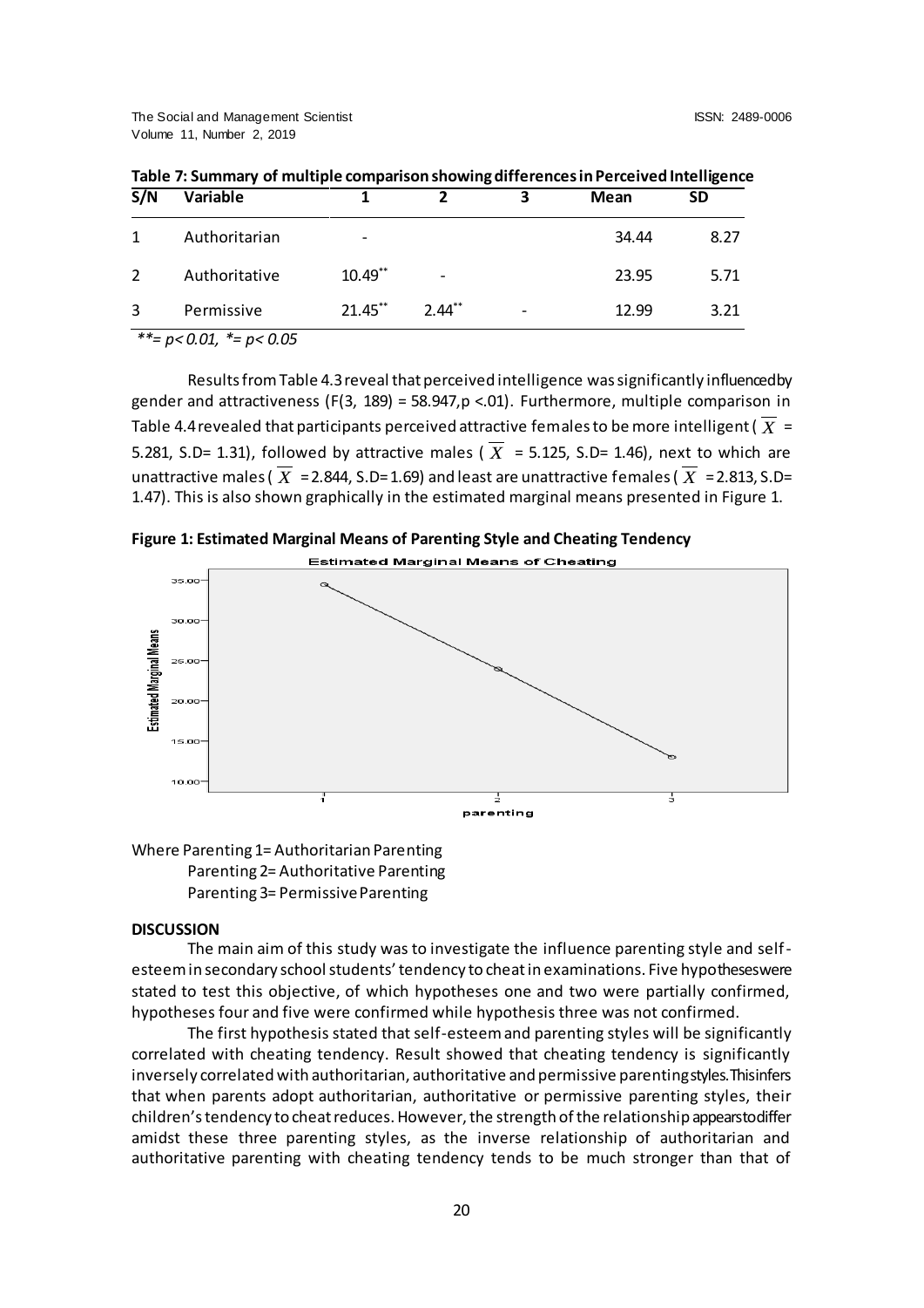**Table 7: Summary of multiple comparison showing differences in Perceived Intelligence**

| S/N | Variable | 1 | 2 | 3 | Mean | SD |
|---|---|---|---|---|---|---|
| 1 | Authoritarian | - | | | 34.44 | 8.27 |
| 2 | Authoritative | 10.49** | - | | 23.95 | 5.71 |
| 3 | Permissive | 21.45** | 2.44** | - | 12.99 | 3.21 |

*\*\*= p< 0.01, \*= p< 0.05*

Results from Table 4.3 reveal that perceived intelligence was significantly influenced by gender and attractiveness ($F(3, 189) = 58.947, p <.01$). Furthermore, multiple comparison in Table 4.4 revealed that participants perceived attractive females to be more intelligent ($\overline{X}$ = 5.281, S.D= 1.31), followed by attractive males ($\overline{X}$ = 5.125, S.D= 1.46), next to which are unattractive males ($\overline{X}$ = 2.844, S.D= 1.69) and least are unattractive females ($\overline{X}$ = 2.813, S.D= 1.47). This is also shown graphically in the estimated marginal means presented in Figure 1.

**Figure 1: Estimated Marginal Means of Parenting Style and Cheating Tendency**

Where Parenting 1= Authoritarian Parenting
Parenting 2= Authoritative Parenting
Parenting 3= Permissive Parenting

## DISCUSSION

The main aim of this study was to investigate the influence parenting style and self-esteem in secondary school students' tendency to cheat in examinations. Five hypotheses were stated to test this objective, of which hypotheses one and two were partially confirmed, hypotheses four and five were confirmed while hypothesis three was not confirmed.

The first hypothesis stated that self-esteem and parenting styles will be significantly correlated with cheating tendency. Result showed that cheating tendency is significantly inversely correlated with authoritarian, authoritative and permissive parenting styles. This infers that when parents adopt authoritarian, authoritative or permissive parenting styles, their children's tendency to cheat reduces. However, the strength of the relationship appears to differ amidst these three parenting styles, as the inverse relationship of authoritarian and authoritative parenting with cheating tendency tends to be much stronger than that of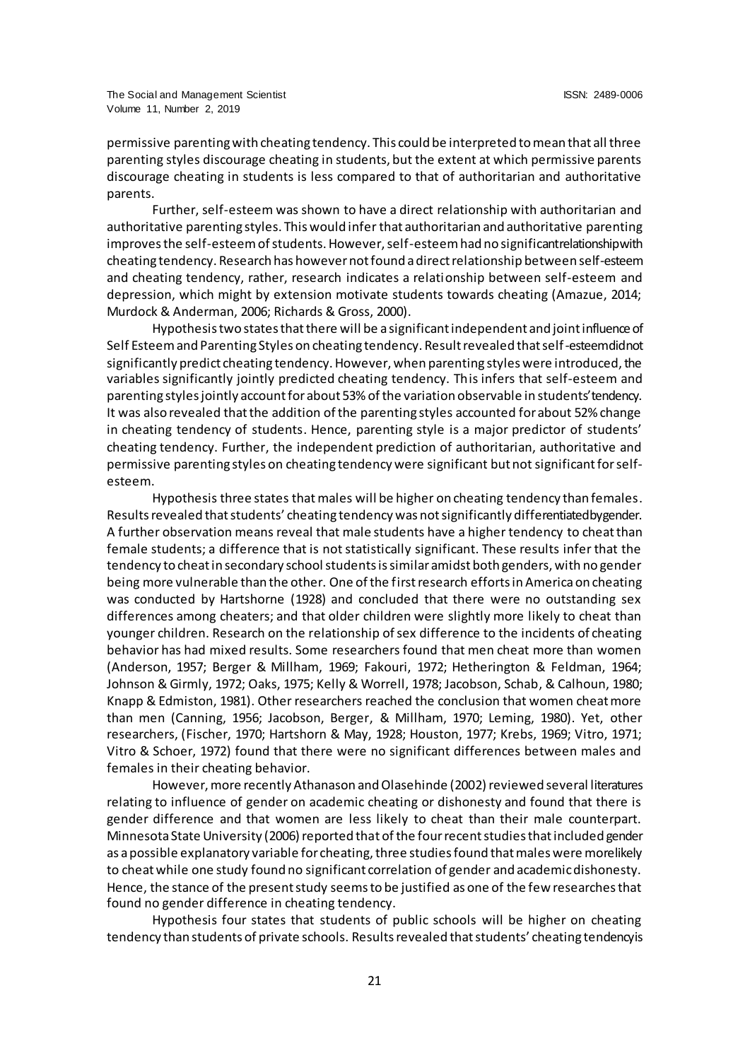permissive parenting with cheating tendency. This could be interpreted to mean that all three parenting styles discourage cheating in students, but the extent at which permissive parents discourage cheating in students is less compared to that of authoritarian and authoritative parents.

Further, self-esteem was shown to have a direct relationship with authoritarian and authoritative parenting styles. This would infer that authoritarian and authoritative parenting improves the self-esteem of students. However, self-esteem had no significant relationship with cheating tendency. Research has however not found a direct relationship between self-esteem and cheating tendency, rather, research indicates a relationship between self-esteem and depression, which might by extension motivate students towards cheating (Amazue, 2014; Murdock & Anderman, 2006; Richards & Gross, 2000).

Hypothesis two states that there will be a significant independent and joint influence of Self Esteem and Parenting Styles on cheating tendency. Result revealed that self-esteem did not significantly predict cheating tendency. However, when parenting styles were introduced, the variables significantly jointly predicted cheating tendency. This infers that self-esteem and parenting styles jointly account for about 53% of the variation observable in students' tendency. It was also revealed that the addition of the parenting styles accounted for about 52% change in cheating tendency of students. Hence, parenting style is a major predictor of students' cheating tendency. Further, the independent prediction of authoritarian, authoritative and permissive parenting styles on cheating tendency were significant but not significant for self-esteem.

Hypothesis three states that males will be higher on cheating tendency than females. Results revealed that students' cheating tendency was not significantly differentiated by gender. A further observation means reveal that male students have a higher tendency to cheat than female students; a difference that is not statistically significant. These results infer that the tendency to cheat in secondary school students is similar amidst both genders, with no gender being more vulnerable than the other. One of the first research efforts in America on cheating was conducted by Hartshorne (1928) and concluded that there were no outstanding sex differences among cheaters; and that older children were slightly more likely to cheat than younger children. Research on the relationship of sex difference to the incidents of cheating behavior has had mixed results. Some researchers found that men cheat more than women (Anderson, 1957; Berger & Millham, 1969; Fakouri, 1972; Hetherington & Feldman, 1964; Johnson & Girmly, 1972; Oaks, 1975; Kelly & Worrell, 1978; Jacobson, Schab, & Calhoun, 1980; Knapp & Edmiston, 1981). Other researchers reached the conclusion that women cheat more than men (Canning, 1956; Jacobson, Berger, & Millham, 1970; Leming, 1980). Yet, other researchers, (Fischer, 1970; Hartshorn & May, 1928; Houston, 1977; Krebs, 1969; Vitro, 1971; Vitro & Schoer, 1972) found that there were no significant differences between males and females in their cheating behavior.

However, more recently Athanason and Olasehinde (2002) reviewed several literatures relating to influence of gender on academic cheating or dishonesty and found that there is gender difference and that women are less likely to cheat than their male counterpart. Minnesota State University (2006) reported that of the four recent studies that included gender as a possible explanatory variable for cheating, three studies found that males were more likely to cheat while one study found no significant correlation of gender and academic dishonesty. Hence, the stance of the present study seems to be justified as one of the few researches that found no gender difference in cheating tendency.

Hypothesis four states that students of public schools will be higher on cheating tendency than students of private schools. Results revealed that students' cheating tendency is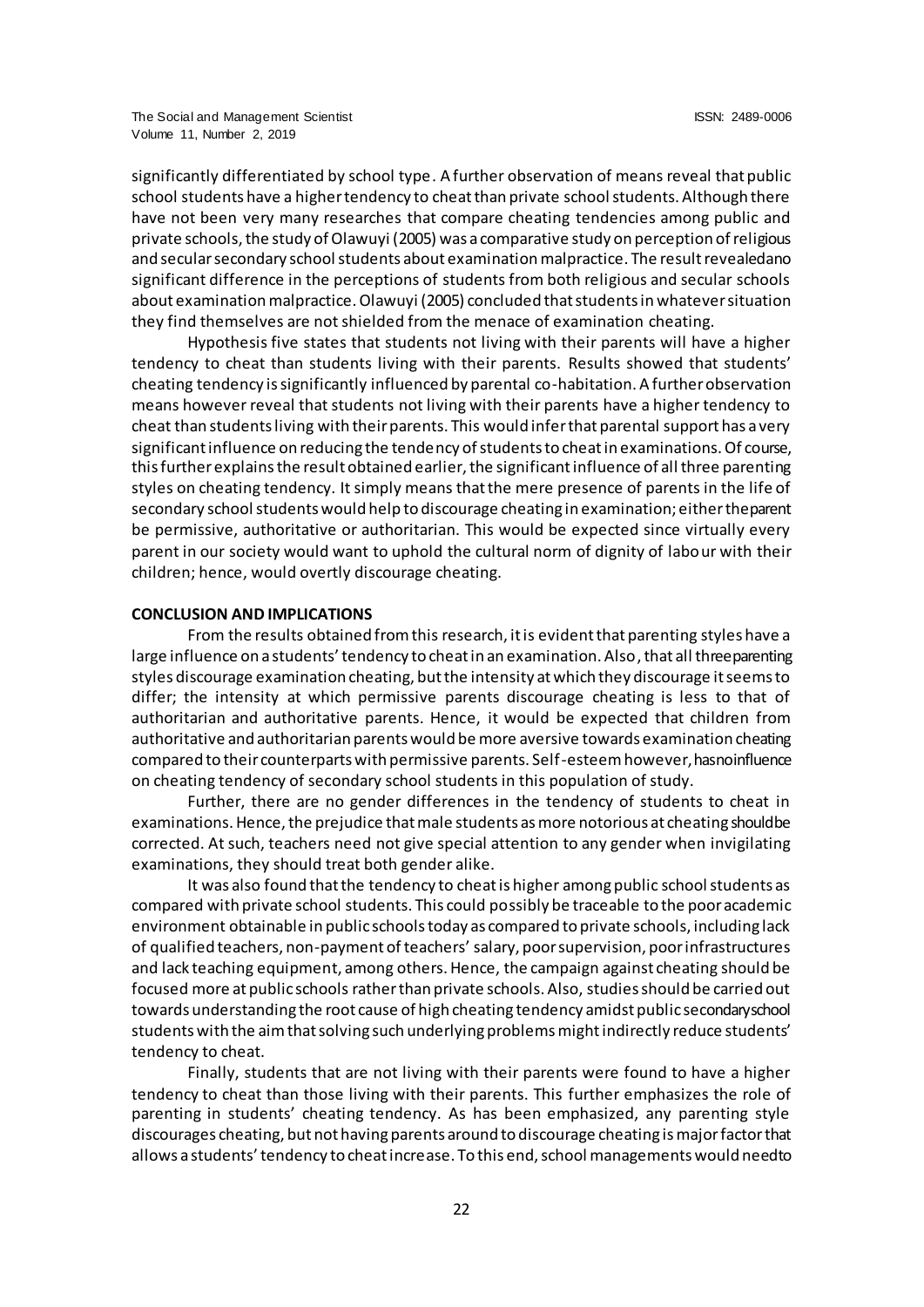significantly differentiated by school type. A further observation of means reveal that public school students have a higher tendency to cheat than private school students. Although there have not been very many researches that compare cheating tendencies among public and private schools, the study of Olawuyi (2005) was a comparative study on perception of religious and secular secondary school students about examination malpractice. The result revealedano significant difference in the perceptions of students from both religious and secular schools about examination malpractice. Olawuyi (2005) concluded that students in whatever situation they find themselves are not shielded from the menace of examination cheating.

Hypothesis five states that students not living with their parents will have a higher tendency to cheat than students living with their parents. Results showed that students' cheating tendency is significantly influenced by parental co-habitation. A further observation means however reveal that students not living with their parents have a higher tendency to cheat than students living with their parents. This would infer that parental support has a very significant influence on reducing the tendency of students to cheat in examinations. Of course, this further explains the result obtained earlier, the significant influence of all three parenting styles on cheating tendency. It simply means that the mere presence of parents in the life of secondary school students would help to discourage cheating in examination; either theparent be permissive, authoritative or authoritarian. This would be expected since virtually every parent in our society would want to uphold the cultural norm of dignity of labour with their children; hence, would overtly discourage cheating.

**CONCLUSION AND IMPLICATIONS**

From the results obtained from this research, it is evident that parenting styles have a large influence on a students' tendency to cheat in an examination. Also, that all threeparenting styles discourage examination cheating, but the intensity at which they discourage it seems to differ; the intensity at which permissive parents discourage cheating is less to that of authoritarian and authoritative parents. Hence, it would be expected that children from authoritative and authoritarian parents would be more aversive towards examination cheating compared to their counterparts with permissive parents. Self-esteem however, hasnoinfluence on cheating tendency of secondary school students in this population of study.

Further, there are no gender differences in the tendency of students to cheat in examinations. Hence, the prejudice that male students as more notorious at cheating shouldbe corrected. At such, teachers need not give special attention to any gender when invigilating examinations, they should treat both gender alike.

It was also found that the tendency to cheat is higher among public school students as compared with private school students. This could possibly be traceable to the poor academic environment obtainable in public schools today as compared to private schools, including lack of qualified teachers, non-payment of teachers' salary, poor supervision, poor infrastructures and lack teaching equipment, among others. Hence, the campaign against cheating should be focused more at public schools rather than private schools. Also, studies should be carried out towards understanding the root cause of high cheating tendency amidst public secondaryschool students with the aim that solving such underlying problems might indirectly reduce students' tendency to cheat.

Finally, students that are not living with their parents were found to have a higher tendency to cheat than those living with their parents. This further emphasizes the role of parenting in students' cheating tendency. As has been emphasized, any parenting style discourages cheating, but not having parents around to discourage cheating is major factor that allows a students' tendency to cheat increase. To this end, school managements would needto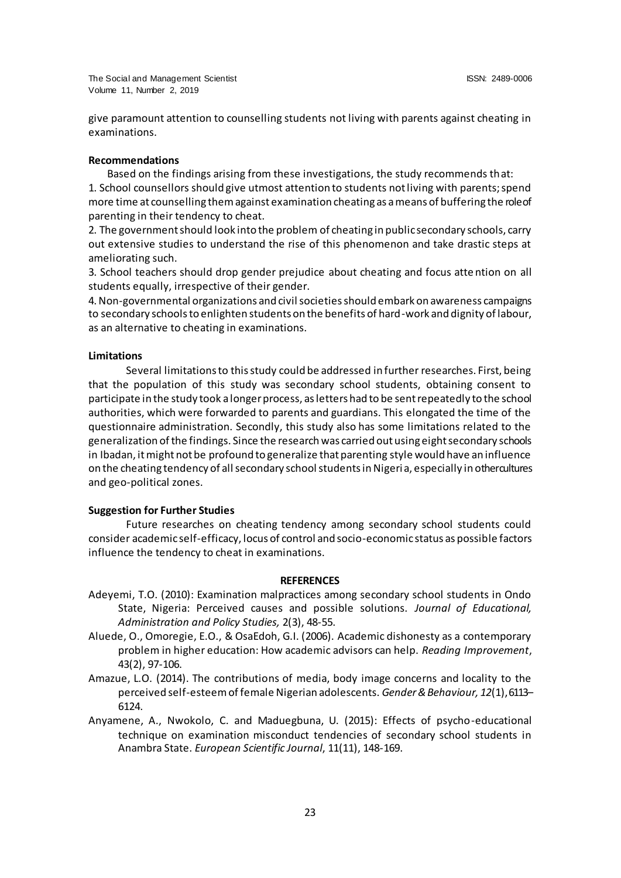give paramount attention to counselling students not living with parents against cheating in examinations.

**Recommendations**

Based on the findings arising from these investigations, the study recommends that:

1. School counsellors should give utmost attention to students not living with parents; spend more time at counselling them against examination cheating as a means of buffering the role of parenting in their tendency to cheat.
2. The government should look into the problem of cheating in public secondary schools, carry out extensive studies to understand the rise of this phenomenon and take drastic steps at ameliorating such.
3. School teachers should drop gender prejudice about cheating and focus attention on all students equally, irrespective of their gender.
4. Non-governmental organizations and civil societies should embark on awareness campaigns to secondary schools to enlighten students on the benefits of hard-work and dignity of labour, as an alternative to cheating in examinations.

**Limitations**

Several limitations to this study could be addressed in further researches. First, being that the population of this study was secondary school students, obtaining consent to participate in the study took a longer process, as letters had to be sent repeatedly to the school authorities, which were forwarded to parents and guardians. This elongated the time of the questionnaire administration. Secondly, this study also has some limitations related to the generalization of the findings. Since the research was carried out using eight secondary schools in Ibadan, it might not be profound to generalize that parenting style would have an influence on the cheating tendency of all secondary school students in Nigeria, especially in other cultures and geo-political zones.

**Suggestion for Further Studies**

Future researches on cheating tendency among secondary school students could consider academic self-efficacy, locus of control and socio-economic status as possible factors influence the tendency to cheat in examinations.

**REFERENCES**

Adeyemi, T.O. (2010): Examination malpractices among secondary school students in Ondo State, Nigeria: Perceived causes and possible solutions. *Journal of Educational, Administration and Policy Studies,* 2(3), 48-55.

Aluede, O., Omoregie, E.O., & OsaEdoh, G.I. (2006). Academic dishonesty as a contemporary problem in higher education: How academic advisors can help. *Reading Improvement*, 43(2), 97-106.

Amazue, L.O. (2014). The contributions of media, body image concerns and locality to the perceived self-esteem of female Nigerian adolescents. *Gender & Behaviour, 12*(1), 6113–6124.

Anyamene, A., Nwokolo, C. and Maduegbuna, U. (2015): Effects of psycho-educational technique on examination misconduct tendencies of secondary school students in Anambra State. *European Scientific Journal*, 11(11), 148-169.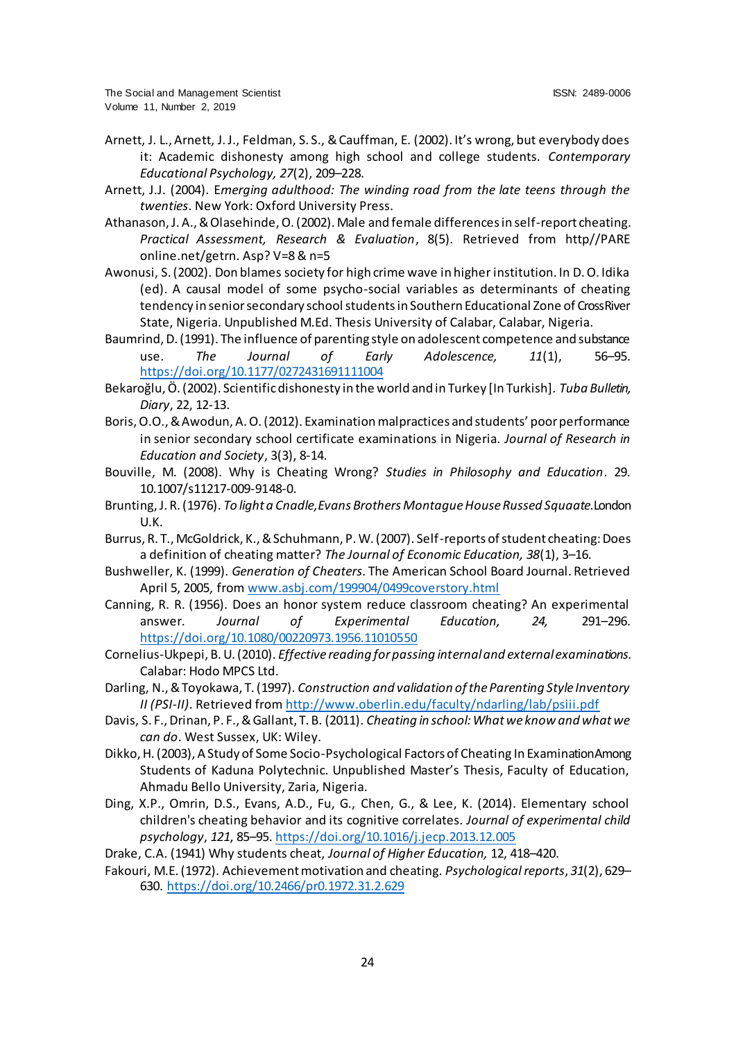Arnett, J. L., Arnett, J. J., Feldman, S. S., & Cauffman, E. (2002). It's wrong, but everybody does it: Academic dishonesty among high school and college students. *Contemporary Educational Psychology, 27*(2), 209–228.

Arnett, J.J. (2004). E*merging adulthood: The winding road from the late teens through the twenties*. New York: Oxford University Press.

Athanason, J. A., & Olasehinde, O. (2002). Male and female differences in self-report cheating. *Practical Assessment, Research & Evaluation*, 8(5). Retrieved from http//PARE online.net/getrn. Asp? V=8 & n=5

Awonusi, S. (2002). Don blames society for high crime wave in higher institution. In D. O. Idika (ed). A causal model of some psycho-social variables as determinants of cheating tendency in senior secondary school students in Southern Educational Zone of Cross River State, Nigeria. Unpublished M.Ed. Thesis University of Calabar, Calabar, Nigeria.

Baumrind, D. (1991). The influence of parenting style on adolescent competence and substance use. *The Journal of Early Adolescence, 11*(1), 56–95. https://doi.org/10.1177/0272431691111004

Bekaroğlu, Ö. (2002). Scientific dishonesty in the world and in Turkey [In Turkish]. *Tuba Bulletin, Diary*, 22, 12-13.

Boris, O.O., & Awodun, A. O. (2012). Examination malpractices and students' poor performance in senior secondary school certificate examinations in Nigeria. *Journal of Research in Education and Society*, 3(3), 8-14.

Bouville, M. (2008). Why is Cheating Wrong? *Studies in Philosophy and Education*. 29. 10.1007/s11217-009-9148-0.

Brunting, J. R. (1976). *To light a Cnadle, Evans Brothers Montague House Russed Squaate.* London U.K.

Burrus, R. T., McGoldrick, K., & Schuhmann, P. W. (2007). Self-reports of student cheating: Does a definition of cheating matter? *The Journal of Economic Education, 38*(1), 3–16.

Bushweller, K. (1999). *Generation of Cheaters.* The American School Board Journal. Retrieved April 5, 2005, from www.asbj.com/199904/0499coverstory.html

Canning, R. R. (1956). Does an honor system reduce classroom cheating? An experimental answer. *Journal of Experimental Education, 24,* 291–296. https://doi.org/10.1080/00220973.1956.11010550

Cornelius-Ukpepi, B. U. (2010). *Effective reading for passing internal and external examinations.* Calabar: Hodo MPCS Ltd.

Darling, N., & Toyokawa, T. (1997). *Construction and validation of the Parenting Style Inventory II (PSI-II)*. Retrieved from http://www.oberlin.edu/faculty/ndarling/lab/psiii.pdf

Davis, S. F., Drinan, P. F., & Gallant, T. B. (2011). *Cheating in school: What we know and what we can do*. West Sussex, UK: Wiley.

Dikko, H. (2003), A Study of Some Socio-Psychological Factors of Cheating In Examination Among Students of Kaduna Polytechnic. Unpublished Master's Thesis, Faculty of Education, Ahmadu Bello University, Zaria, Nigeria.

Ding, X.P., Omrin, D.S., Evans, A.D., Fu, G., Chen, G., & Lee, K. (2014). Elementary school children's cheating behavior and its cognitive correlates. *Journal of experimental child psychology*, *121*, 85–95. https://doi.org/10.1016/j.jecp.2013.12.005

Drake, C.A. (1941) Why students cheat, *Journal of Higher Education,* 12, 418–420.

Fakouri, M.E. (1972). Achievement motivation and cheating. *Psychological reports*, *31*(2), 629–630. https://doi.org/10.2466/pr0.1972.31.2.629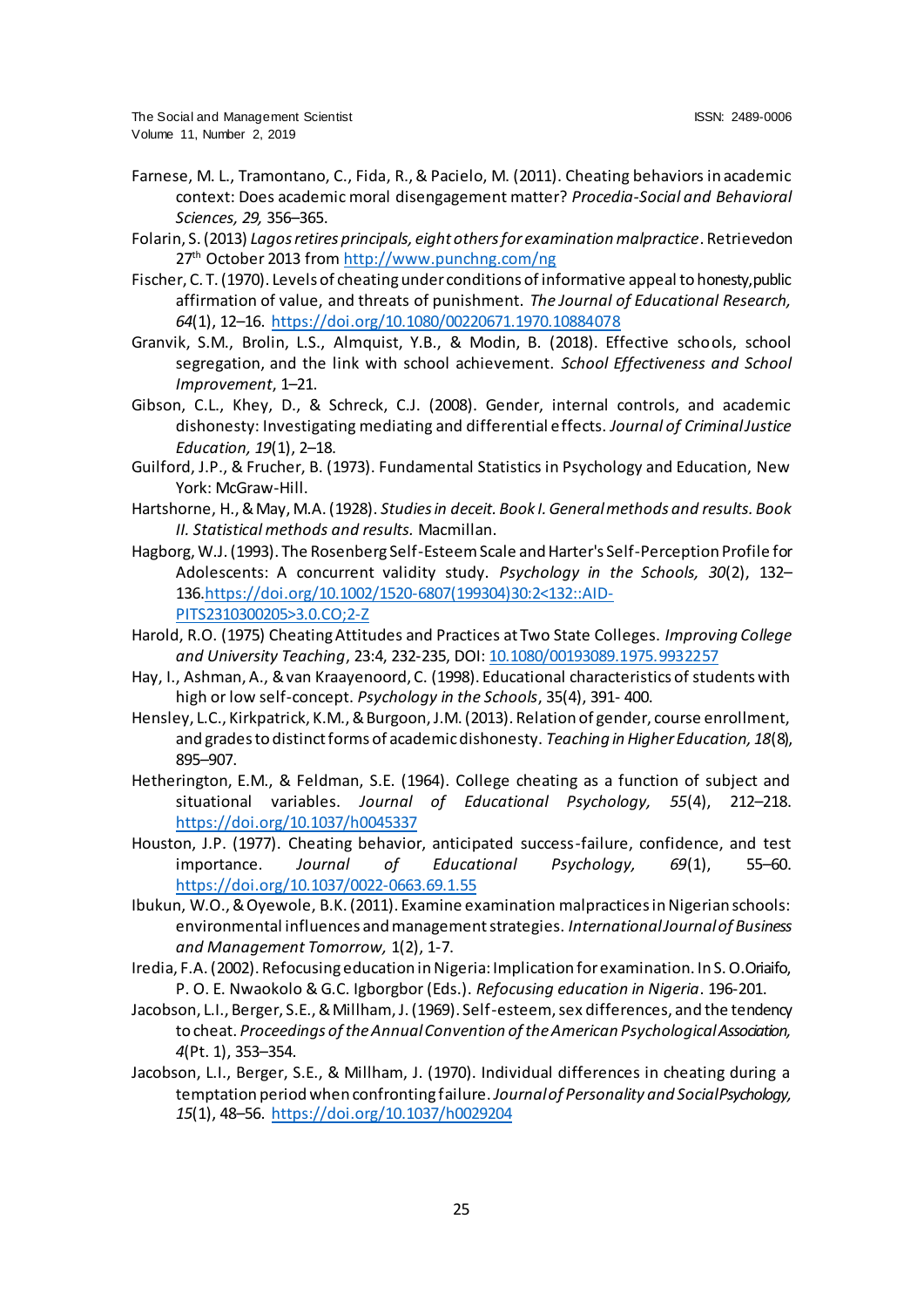Farnese, M. L., Tramontano, C., Fida, R., & Pacielo, M. (2011). Cheating behaviors in academic context: Does academic moral disengagement matter? *Procedia-Social and Behavioral Sciences, 29,* 356–365.

Folarin, S. (2013) *Lagos retires principals, eight others for examination malpractice*. Retrievedon 27th October 2013 from http://www.punchng.com/ng

Fischer, C. T. (1970). Levels of cheating under conditions of informative appeal to honesty, public affirmation of value, and threats of punishment. *The Journal of Educational Research, 64*(1), 12–16. https://doi.org/10.1080/00220671.1970.10884078

Granvik, S.M., Brolin, L.S., Almquist, Y.B., & Modin, B. (2018). Effective schools, school segregation, and the link with school achievement. *School Effectiveness and School Improvement*, 1–21.

Gibson, C.L., Khey, D., & Schreck, C.J. (2008). Gender, internal controls, and academic dishonesty: Investigating mediating and differential effects. *Journal of Criminal Justice Education, 19*(1), 2–18.

Guilford, J.P., & Frucher, B. (1973). Fundamental Statistics in Psychology and Education, New York: McGraw-Hill.

Hartshorne, H., & May, M.A. (1928). *Studies in deceit. Book I. General methods and results. Book II. Statistical methods and results.* Macmillan.

Hagborg, W.J. (1993). The Rosenberg Self-Esteem Scale and Harter's Self-Perception Profile for Adolescents: A concurrent validity study. *Psychology in the Schools, 30*(2), 132–136.https://doi.org/10.1002/1520-6807(199304)30:2<132::AID-PITS2310300205>3.0.CO;2-Z

Harold, R.O. (1975) Cheating Attitudes and Practices at Two State Colleges. *Improving College and University Teaching*, 23:4, 232-235, DOI: 10.1080/00193089.1975.9932257

Hay, I., Ashman, A., & van Kraayenoord, C. (1998). Educational characteristics of students with high or low self-concept. *Psychology in the Schools*, 35(4), 391- 400.

Hensley, L.C., Kirkpatrick, K.M., & Burgoon, J.M. (2013). Relation of gender, course enrollment, and grades to distinct forms of academic dishonesty. *Teaching in Higher Education, 18*(8), 895–907.

Hetherington, E.M., & Feldman, S.E. (1964). College cheating as a function of subject and situational variables. *Journal of Educational Psychology, 55*(4), 212–218. https://doi.org/10.1037/h0045337

Houston, J.P. (1977). Cheating behavior, anticipated success-failure, confidence, and test importance. *Journal of Educational Psychology, 69*(1), 55–60. https://doi.org/10.1037/0022-0663.69.1.55

Ibukun, W.O., & Oyewole, B.K. (2011). Examine examination malpractices in Nigerian schools: environmental influences and management strategies. *International Journal of Business and Management Tomorrow,* 1(2), 1-7.

Iredia, F.A. (2002). Refocusing education in Nigeria: Implication for examination. In S. O.Oriaifo, P. O. E. Nwaokolo & G.C. Igborgbor (Eds.). *Refocusing education in Nigeria*. 196-201.

Jacobson, L.I., Berger, S.E., & Millham, J. (1969). Self-esteem, sex differences, and the tendency to cheat. *Proceedings of the Annual Convention of the American Psychological Association, 4*(Pt. 1), 353–354.

Jacobson, L.I., Berger, S.E., & Millham, J. (1970). Individual differences in cheating during a temptation period when confronting failure. *Journal of Personality and Social Psychology, 15*(1), 48–56. https://doi.org/10.1037/h0029204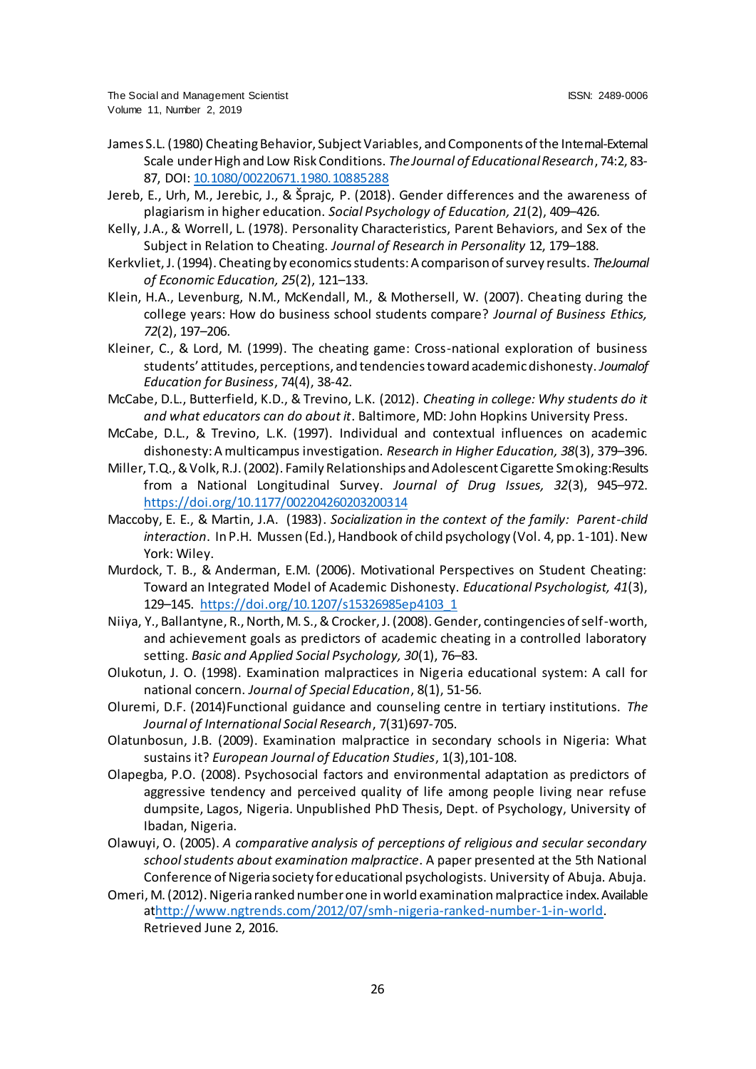James S.L. (1980) Cheating Behavior, Subject Variables, and Components of the Internal-External Scale under High and Low Risk Conditions. *The Journal of Educational Research*, 74:2, 83-87, DOI: 10.1080/00220671.1980.10885288

Jereb, E., Urh, M., Jerebic, J., & Šprajc, P. (2018). Gender differences and the awareness of plagiarism in higher education. *Social Psychology of Education, 21*(2), 409–426.

Kelly, J.A., & Worrell, L. (1978). Personality Characteristics, Parent Behaviors, and Sex of the Subject in Relation to Cheating. *Journal of Research in Personality* 12, 179–188.

Kerkvliet, J. (1994). Cheating by economics students: A comparison of survey results. *The Journal of Economic Education, 25*(2), 121–133.

Klein, H.A., Levenburg, N.M., McKendall, M., & Mothersell, W. (2007). Cheating during the college years: How do business school students compare? *Journal of Business Ethics, 72*(2), 197–206.

Kleiner, C., & Lord, M. (1999). The cheating game: Cross-national exploration of business students' attitudes, perceptions, and tendencies toward academic dishonesty. *Journal of Education for Business*, 74(4), 38-42.

McCabe, D.L., Butterfield, K.D., & Trevino, L.K. (2012). *Cheating in college: Why students do it and what educators can do about it*. Baltimore, MD: John Hopkins University Press.

McCabe, D.L., & Trevino, L.K. (1997). Individual and contextual influences on academic dishonesty: A multicampus investigation. *Research in Higher Education, 38*(3), 379–396.

Miller, T.Q., & Volk, R.J. (2002). Family Relationships and Adolescent Cigarette Smoking: Results from a National Longitudinal Survey. *Journal of Drug Issues, 32*(3), 945–972. https://doi.org/10.1177/002204260203200314

Maccoby, E. E., & Martin, J.A. (1983). *Socialization in the context of the family: Parent-child interaction*. In P.H. Mussen (Ed.), Handbook of child psychology (Vol. 4, pp. 1-101). New York: Wiley.

Murdock, T. B., & Anderman, E.M. (2006). Motivational Perspectives on Student Cheating: Toward an Integrated Model of Academic Dishonesty. *Educational Psychologist, 41*(3), 129–145. https://doi.org/10.1207/s15326985ep4103_1

Niiya, Y., Ballantyne, R., North, M. S., & Crocker, J. (2008). Gender, contingencies of self-worth, and achievement goals as predictors of academic cheating in a controlled laboratory setting. *Basic and Applied Social Psychology, 30*(1), 76–83.

Olukotun, J. O. (1998). Examination malpractices in Nigeria educational system: A call for national concern. *Journal of Special Education*, 8(1), 51-56.

Oluremi, D.F. (2014)Functional guidance and counseling centre in tertiary institutions. *The Journal of International Social Research*, 7(31)697-705.

Olatunbosun, J.B. (2009). Examination malpractice in secondary schools in Nigeria: What sustains it? *European Journal of Education Studies*, 1(3),101-108.

Olapegba, P.O. (2008). Psychosocial factors and environmental adaptation as predictors of aggressive tendency and perceived quality of life among people living near refuse dumpsite, Lagos, Nigeria. Unpublished PhD Thesis, Dept. of Psychology, University of Ibadan, Nigeria.

Olawuyi, O. (2005). *A comparative analysis of perceptions of religious and secular secondary school students about examination malpractice*. A paper presented at the 5th National Conference of Nigeria society for educational psychologists. University of Abuja. Abuja.

Omeri, M. (2012). Nigeria ranked number one in world examination malpractice index. Available at http://www.ngtrends.com/2012/07/smh-nigeria-ranked-number-1-in-world. Retrieved June 2, 2016.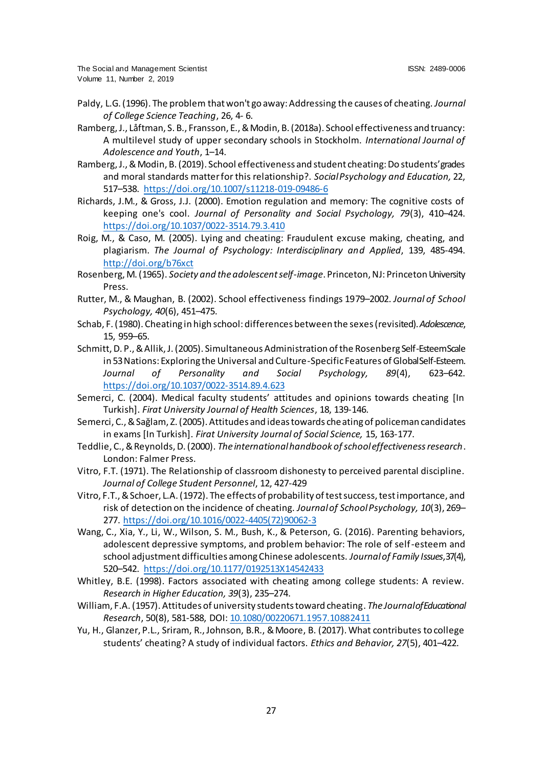Paldy, L.G. (1996). The problem that won't go away: Addressing the causes of cheating. *Journal of College Science Teaching*, 26, 4- 6.

Ramberg, J., Låftman, S. B., Fransson, E., & Modin, B. (2018a). School effectiveness and truancy: A multilevel study of upper secondary schools in Stockholm. *International Journal of Adolescence and Youth*, 1–14.

Ramberg, J., & Modin, B. (2019). School effectiveness and student cheating: Do students' grades and moral standards matter for this relationship?. *Social Psychology and Education,* 22, 517–538. https://doi.org/10.1007/s11218-019-09486-6

Richards, J.M., & Gross, J.J. (2000). Emotion regulation and memory: The cognitive costs of keeping one's cool. *Journal of Personality and Social Psychology, 79*(3), 410–424. https://doi.org/10.1037/0022-3514.79.3.410

Roig, M., & Caso, M. (2005). Lying and cheating: Fraudulent excuse making, cheating, and plagiarism. *The Journal of Psychology: Interdisciplinary and Applied*, 139, 485-494. http://doi.org/b76xct

Rosenberg, M. (1965). *Society and the adolescent self-image*. Princeton, NJ: Princeton University Press.

Rutter, M., & Maughan, B. (2002). School effectiveness findings 1979–2002. *Journal of School Psychology, 40*(6), 451–475.

Schab, F. (1980). Cheating in high school: differences between the sexes (revisited). *Adolescence*, 15, 959–65.

Schmitt, D. P., & Allik, J. (2005). Simultaneous Administration of the Rosenberg Self-Esteem Scale in 53 Nations: Exploring the Universal and Culture-Specific Features of Global Self-Esteem. *Journal of Personality and Social Psychology, 89*(4), 623–642. https://doi.org/10.1037/0022-3514.89.4.623

Semerci, C. (2004). Medical faculty students' attitudes and opinions towards cheating [In Turkish]. *Firat University Journal of Health Sciences*, 18, 139-146.

Semerci, C., & Sağlam, Z. (2005). Attitudes and ideas towards cheating of policeman candidates in exams [In Turkish]. *Firat University Journal of Social Science,* 15, 163-177.

Teddlie, C., & Reynolds, D. (2000). *The international handbook of school effectiveness research*. London: Falmer Press.

Vitro, F.T. (1971). The Relationship of classroom dishonesty to perceived parental discipline. *Journal of College Student Personnel*, 12, 427-429

Vitro, F.T., & Schoer, L.A. (1972). The effects of probability of test success, test importance, and risk of detection on the incidence of cheating. *Journal of School Psychology, 10*(3), 269–277. https://doi.org/10.1016/0022-4405(72)90062-3

Wang, C., Xia, Y., Li, W., Wilson, S. M., Bush, K., & Peterson, G. (2016). Parenting behaviors, adolescent depressive symptoms, and problem behavior: The role of self-esteem and school adjustment difficulties among Chinese adolescents. *Journal of Family Issues*, 37(4), 520–542. https://doi.org/10.1177/0192513X14542433

Whitley, B.E. (1998). Factors associated with cheating among college students: A review. *Research in Higher Education, 39*(3), 235–274.

William, F.A. (1957). Attitudes of university students toward cheating. *The Journal of Educational Research*, 50(8), 581-588, DOI: 10.1080/00220671.1957.10882411

Yu, H., Glanzer, P.L., Sriram, R., Johnson, B.R., & Moore, B. (2017). What contributes to college students' cheating? A study of individual factors. *Ethics and Behavior, 27*(5), 401–422.